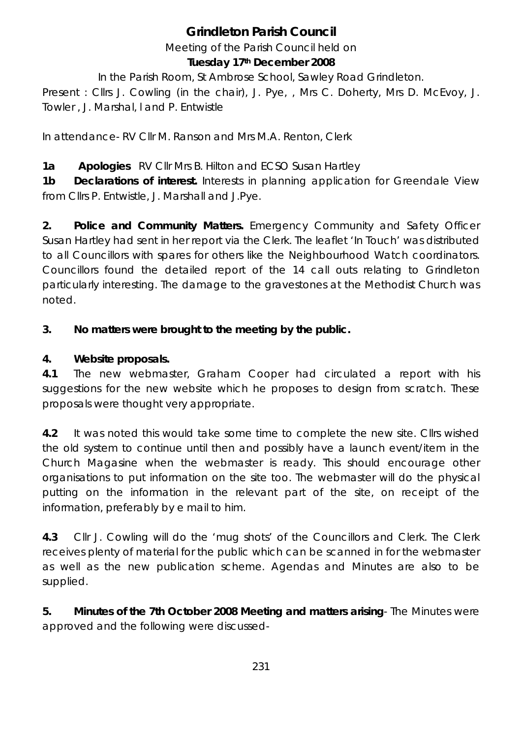# Grindleton Parish Council

Meeting of the Parish Council held on

**Tuesday 17th December 2008**

In the Parish Room, St Ambrose School, Sawley Road Grindleton.

Present : Cllrs J. Cowling (in the chair), J. Pye, , Mrs C. Doherty, Mrs D. McEvoy, J. Towler , J. Marshal, l and P. Entwistle

In attendance- RV Cllr M. Ranson and Mrs M.A. Renton, Clerk

**1a Apologies** RV Cllr Mrs B. Hilton and ECSO Susan Hartley

**1b Declarations of interest.** Interests in planning application for Greendale View from Cllrs P. Entwistle, J. Marshall and J.Pye.

**2. Police and Community Matters.** Emergency Community and Safety Officer Susan Hartley had sent in her report via the Clerk. The leaflet 'In Touch' was distributed to all Councillors with spares for others like the Neighbourhood Watch coordinators. Councillors found the detailed report of the 14 call outs relating to Grindleton particularly interesting. The damage to the gravestones at the Methodist Church was noted.

**3. No matters were brought to the meeting by the public.**

**4. Website proposals.**

**4.1** The new webmaster, Graham Cooper had circulated a report with his suggestions for the new website which he proposes to design from scratch. These proposals were thought very appropriate.

**4.2** It was noted this would take some time to complete the new site. Cllrs wished the old system to continue until then and possibly have a launch event/item in the Church Magasine when the webmaster is ready. This should encourage other organisations to put information on the site too. The webmaster will do the physical putting on the information in the relevant part of the site, on receipt of the information, preferably by e mail to him.

**4.3** Cllr J. Cowling will do the 'mug shots' of the Councillors and Clerk. The Clerk receives plenty of material for the public which can be scanned in for the webmaster as well as the new publication scheme. Agendas and Minutes are also to be supplied.

**5. Minutes of the 7th October 2008 Meeting and matters arising**- The Minutes were approved and the following were discussed-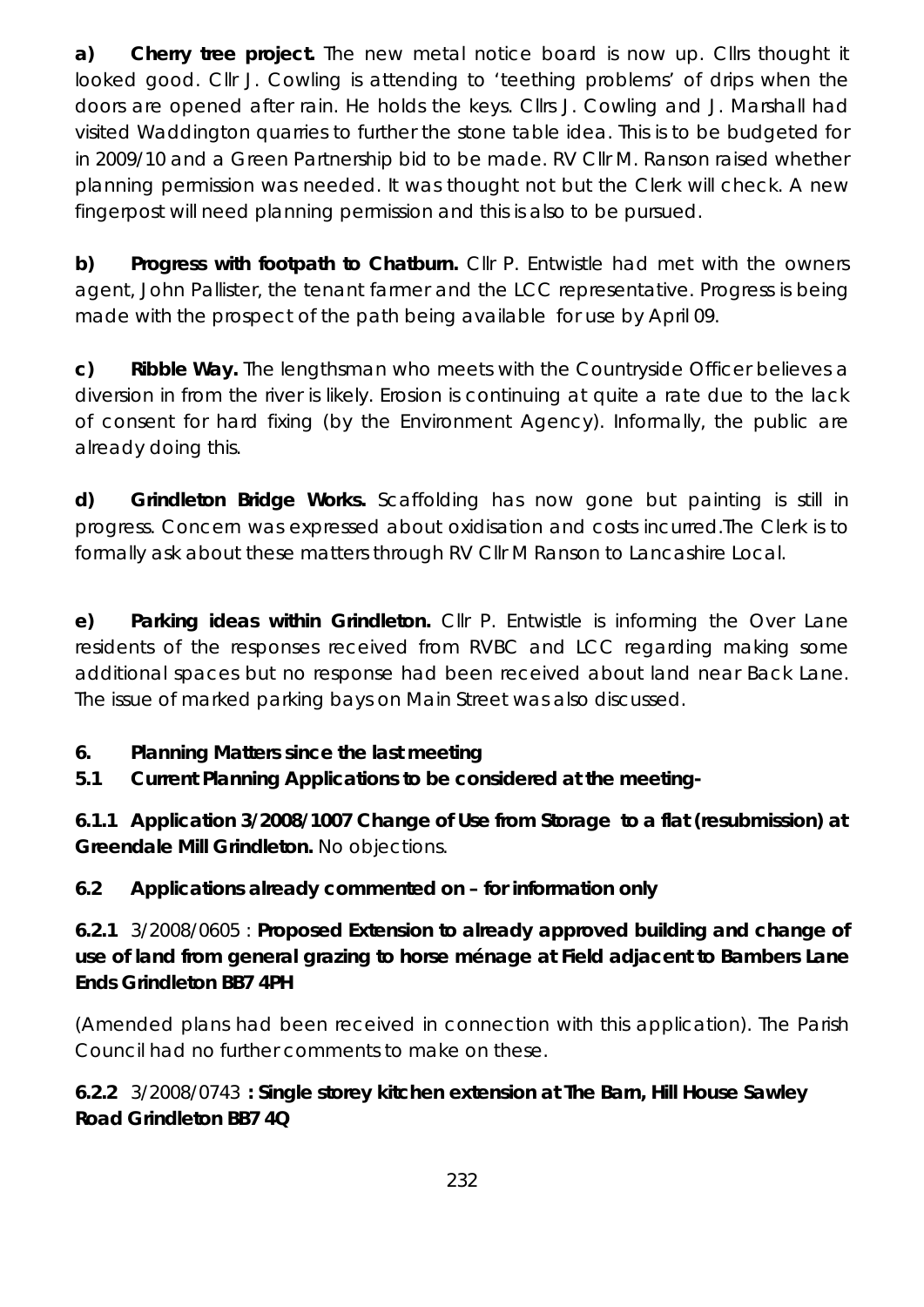**a) Cherry tree project.** The new metal notice board is now up. Cllrs thought it looked good. Cllr J. Cowling is attending to 'teething problems' of drips when the doors are opened after rain. He holds the keys. Cllrs J. Cowling and J. Marshall had visited Waddington quarries to further the stone table idea. This is to be budgeted for in 2009/10 and a Green Partnership bid to be made. RV Cllr M. Ranson raised whether planning permission was needed. It was thought not but the Clerk will check. A new fingerpost will need planning permission and this is also to be pursued.

**b) Progress with footpath to Chatburn.** Cllr P. Entwistle had met with the owners agent, John Pallister, the tenant farmer and the LCC representative. Progress is being made with the prospect of the path being available for use by April 09.

**c) Ribble Way.** The lengthsman who meets with the Countryside Officer believes a diversion in from the river is likely. Erosion is continuing at quite a rate due to the lack of consent for hard fixing (by the Environment Agency). Informally, the public are already doing this.

**d) Grindleton Bridge Works.** Scaffolding has now gone but painting is still in progress. Concern was expressed about oxidisation and costs incurred.The Clerk is to formally ask about these matters through RV Cllr M Ranson to Lancashire Local.

**e) Parking ideas within Grindleton.** Cllr P. Entwistle is informing the Over Lane residents of the responses received from RVBC and LCC regarding making some additional spaces but no response had been received about land near Back Lane. The issue of marked parking bays on Main Street was also discussed.

**6. Planning Matters since the last meeting**

**5.1 Current Planning Applications to be considered at the meeting-**

**6.1.1 Application 3/2008/1007 Change of Use from Storage to a flat (resubmission) at Greendale Mill Grindleton.** No objections.

**6.2 Applications already commented on – for information only**

**6.2.1** 3/2008/0605 : **Proposed Extension to already approved building and change of use of land from general grazing to horse ménage at Field adjacent to Bambers Lane Ends Grindleton BB7 4PH**

(Amended plans had been received in connection with this application). The Parish Council had no further comments to make on these.

**6.2.2** 3/2008/0743 **: Single storey kitchen extension at The Barn, Hill House Sawley Road Grindleton BB7 4Q**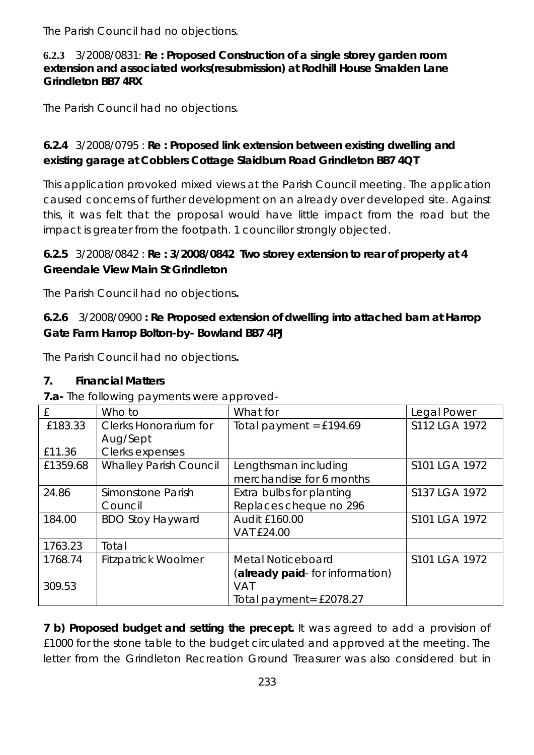The Parish Council had no objections.

**6.2.3** 3/2008/0831: **Re : Proposed Construction of a single storey garden room extension and associated works(resubmission) at Rodhill House Smalden Lane Grindleton BB7 4RX**

The Parish Council had no objections.

**6.2.4** 3/2008/0795 : **Re : Proposed link extension between existing dwelling and existing garage at Cobblers Cottage Slaidburn Road Grindleton BB7 4QT**

This application provoked mixed views at the Parish Council meeting. The application caused concerns of further development on an already over developed site. Against this, it was felt that the proposal would have little impact from the road but the impact is greater from the footpath. 1 councillor strongly objected.

**6.2.5** 3/2008/0842 : **Re : 3/2008/0842 Two storey extension to rear of property at 4 Greendale View Main St Grindleton**

The Parish Council had no objections**.**

**6.2.6** 3/2008/0900 **: Re Proposed extension of dwelling into attached barn at Harrop Gate Farm Harrop Bolton-by- Bowland BB7 4PJ**

The Parish Council had no objections**.**

**7. Financial Matters**

**7.a-** The following payments were approved-

| £ | Who to | What for | Legal Power |
|---|---|---|---|
| £183.33<br><br>£11.36 | Clerks Honorarium for Aug/Sept<br>Clerks expenses | Total payment = £194.69 | S112 LGA 1972 |
| £1359.68 | Whalley Parish Council | Lengthsman including merchandise for 6 months | S101 LGA 1972 |
| 24.86 | Simonstone Parish Council | Extra bulbs for planting<br>Replaces cheque no 296 | S137 LGA 1972 |
| 184.00 | BDO Stoy Hayward | Audit £160.00<br>VAT£24.00 | S101 LGA 1972 |
| 1763.23 | Total | | |
| 1768.74<br><br>309.53 | Fitzpatrick Woolmer | Metal Noticeboard<br>(**already paid**- for information)<br>VAT<br>Total payment= £2078.27 | S101 LGA 1972 |

**7 b) Proposed budget and setting the precept.** It was agreed to add a provision of £1000 for the stone table to the budget circulated and approved at the meeting. The letter from the Grindleton Recreation Ground Treasurer was also considered but in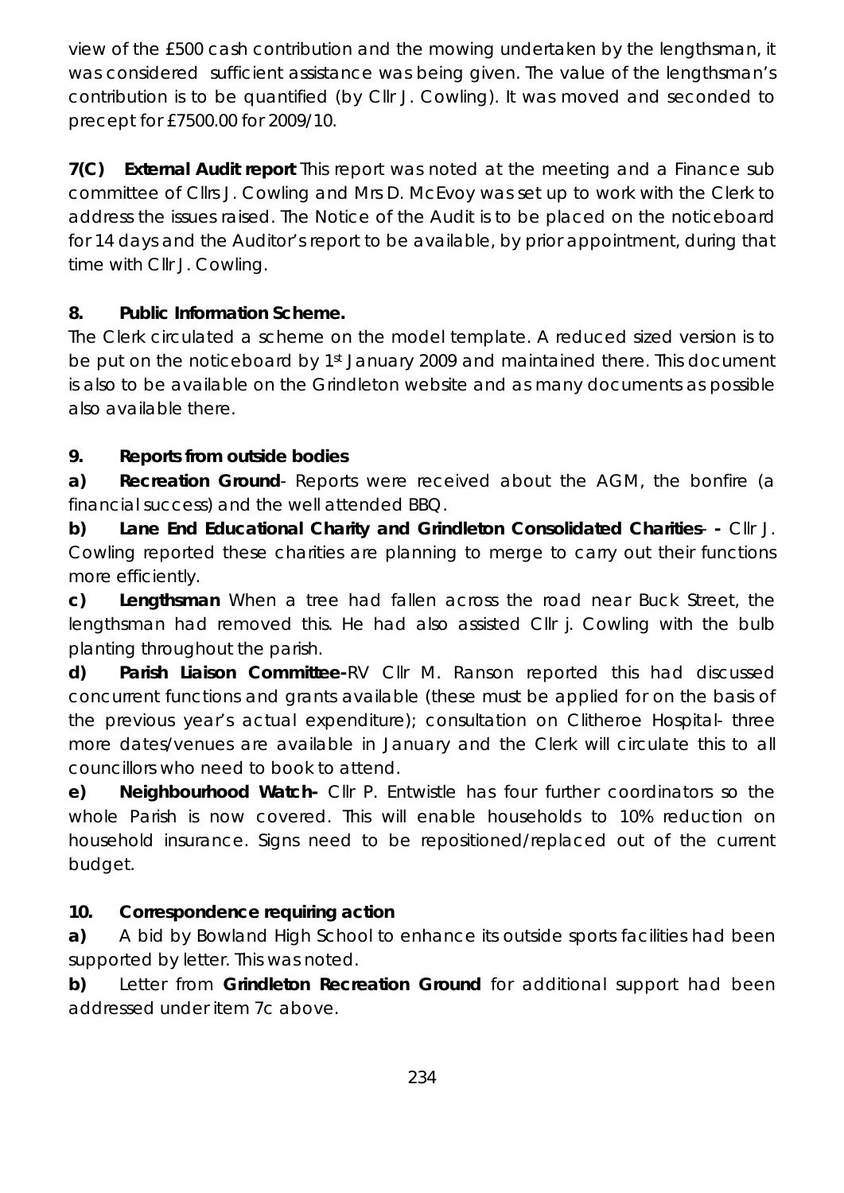view of the £500 cash contribution and the mowing undertaken by the lengthsman, it was considered sufficient assistance was being given. The value of the lengthsman's contribution is to be quantified (by Cllr J. Cowling). It was moved and seconded to precept for £7500.00 for 2009/10.

**7(C) External Audit report** This report was noted at the meeting and a Finance sub committee of Cllrs J. Cowling and Mrs D. McEvoy was set up to work with the Clerk to address the issues raised. The Notice of the Audit is to be placed on the noticeboard for 14 days and the Auditor's report to be available, by prior appointment, during that time with Cllr J. Cowling.

**8. Public Information Scheme.**

The Clerk circulated a scheme on the model template. A reduced sized version is to be put on the noticeboard by 1st January 2009 and maintained there. This document is also to be available on the Grindleton website and as many documents as possible also available there.

**9. Reports from outside bodies**

**a) Recreation Ground**- Reports were received about the AGM, the bonfire (a financial success) and the well attended BBQ.

**b) Lane End Educational Charity and Grindleton Consolidated Charities- -** Cllr J. Cowling reported these charities are planning to merge to carry out their functions more efficiently.

**c) Lengthsman** When a tree had fallen across the road near Buck Street, the lengthsman had removed this. He had also assisted Cllr j. Cowling with the bulb planting throughout the parish.

**d) Parish Liaison Committee-**RV Cllr M. Ranson reported this had discussed concurrent functions and grants available (these must be applied for on the basis of the previous year's actual expenditure); consultation on Clitheroe Hospital- three more dates/venues are available in January and the Clerk will circulate this to all councillors who need to book to attend.

**e) Neighbourhood Watch-** Cllr P. Entwistle has four further coordinators so the whole Parish is now covered. This will enable households to 10% reduction on household insurance. Signs need to be repositioned/replaced out of the current budget.

**10. Correspondence requiring action**

**a)** A bid by Bowland High School to enhance its outside sports facilities had been supported by letter. This was noted.

**b)** Letter from **Grindleton Recreation Ground** for additional support had been addressed under item 7c above.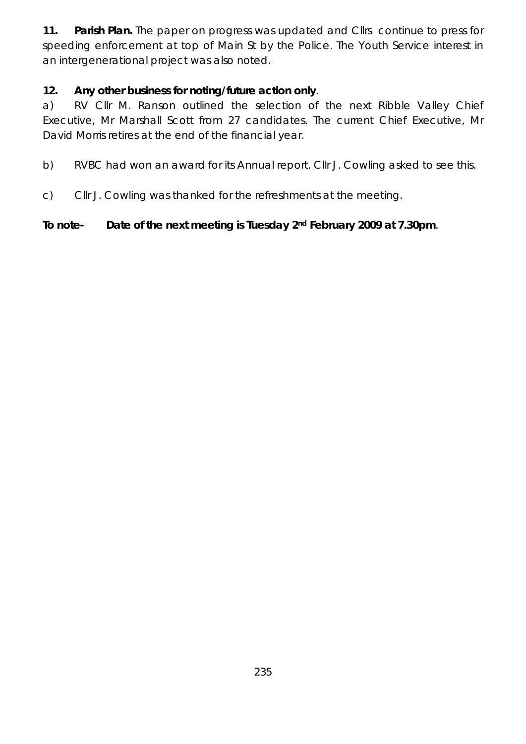**11. Parish Plan.** The paper on progress was updated and Cllrs continue to press for speeding enforcement at top of Main St by the Police. The Youth Service interest in an intergenerational project was also noted.

**12. Any other business for noting/future action only**.

a) RV Cllr M. Ranson outlined the selection of the next Ribble Valley Chief Executive, Mr Marshall Scott from 27 candidates. The current Chief Executive, Mr David Morris retires at the end of the financial year.

b) RVBC had won an award for its Annual report. Cllr J. Cowling asked to see this.

c) Cllr J. Cowling was thanked for the refreshments at the meeting.

**To note- Date of the next meeting is Tuesday 2nd February 2009 at 7.30pm**.